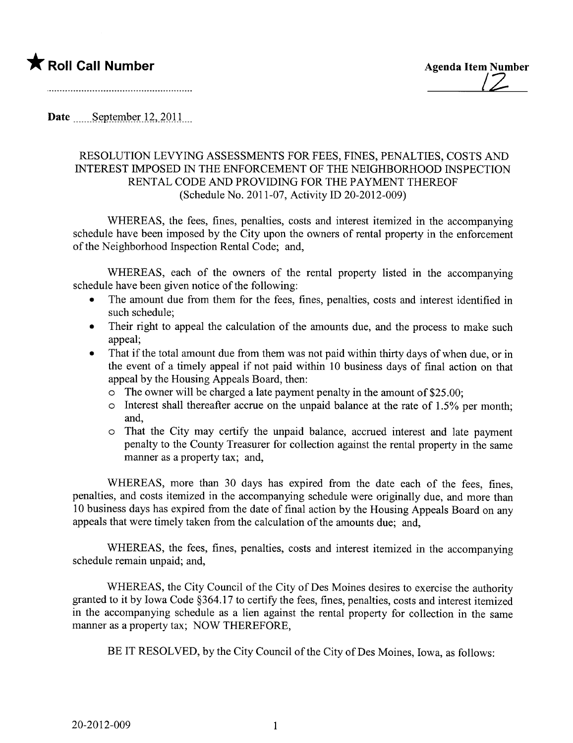★ **Roll Call Number**

........................................................

**Agenda Item Number**

12

**Date** September 12, 2011

RESOLUTION LEVYING ASSESSMENTS FOR FEES, FINES, PENALTIES, COSTS AND INTEREST IMPOSED IN THE ENFORCEMENT OF THE NEIGHBORHOOD INSPECTION RENTAL CODE AND PROVIDING FOR THE PAYMENT THEREOF (Schedule No. 2011-07, Activity ID 20-2012-009)

WHEREAS, the fees, fines, penalties, costs and interest itemized in the accompanying schedule have been imposed by the City upon the owners of rental property in the enforcement of the Neighborhood Inspection Rental Code; and,

WHEREAS, each of the owners of the rental property listed in the accompanying schedule have been given notice of the following:

- The amount due from them for the fees, fines, penalties, costs and interest identified in such schedule;
- Their right to appeal the calculation of the amounts due, and the process to make such appeal;
- That if the total amount due from them was not paid within thirty days of when due, or in the event of a timely appeal if not paid within 10 business days of final action on that appeal by the Housing Appeals Board, then:
  - The owner will be charged a late payment penalty in the amount of $25.00;
  - Interest shall thereafter accrue on the unpaid balance at the rate of 1.5% per month; and,
  - That the City may certify the unpaid balance, accrued interest and late payment penalty to the County Treasurer for collection against the rental property in the same manner as a property tax; and,

WHEREAS, more than 30 days has expired from the date each of the fees, fines, penalties, and costs itemized in the accompanying schedule were originally due, and more than 10 business days has expired from the date of final action by the Housing Appeals Board on any appeals that were timely taken from the calculation of the amounts due; and,

WHEREAS, the fees, fines, penalties, costs and interest itemized in the accompanying schedule remain unpaid; and,

WHEREAS, the City Council of the City of Des Moines desires to exercise the authority granted to it by Iowa Code §364.17 to certify the fees, fines, penalties, costs and interest itemized in the accompanying schedule as a lien against the rental property for collection in the same manner as a property tax; NOW THEREFORE,

BE IT RESOLVED, by the City Council of the City of Des Moines, Iowa, as follows:

20-2012-009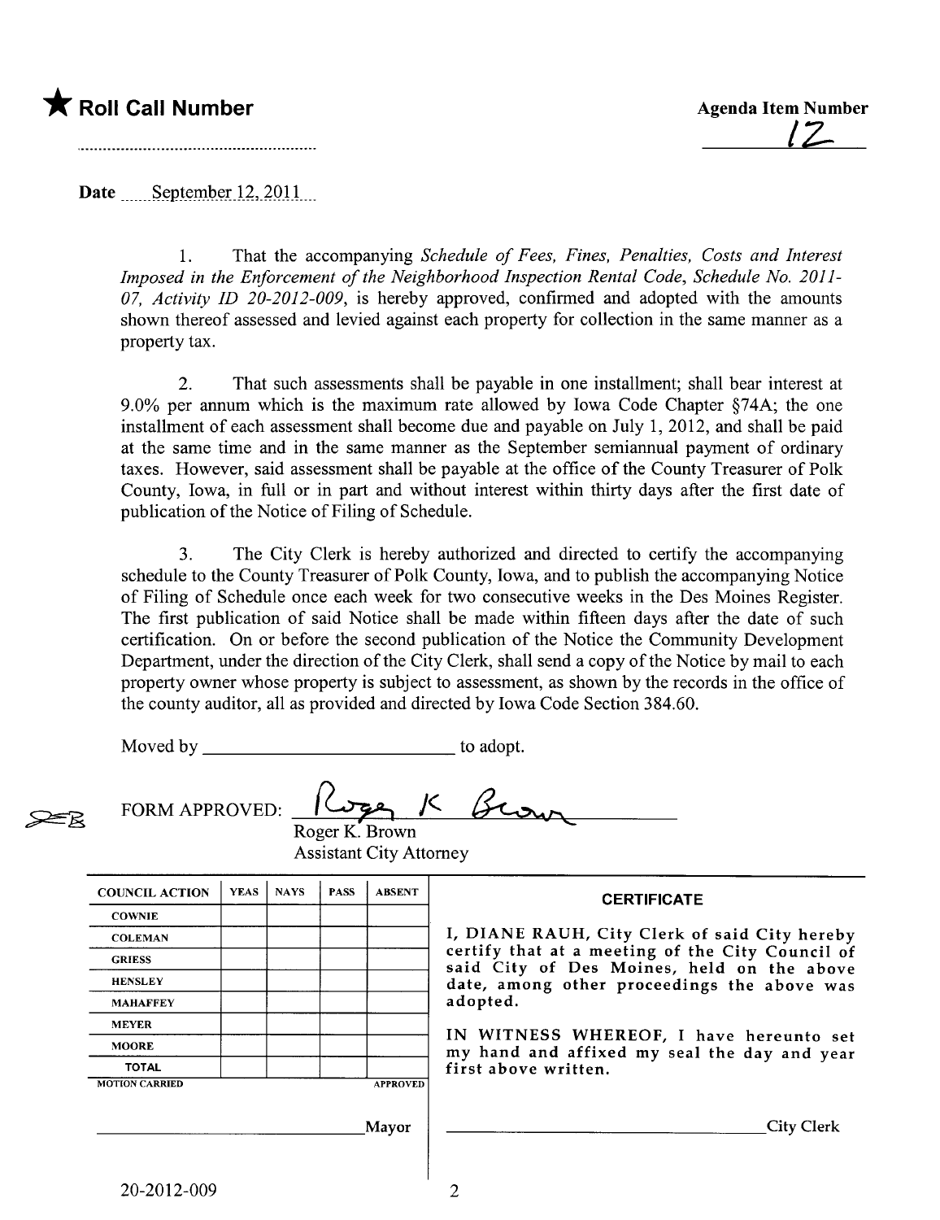★ **Roll Call Number**

**Agenda Item Number**

12

Date September 12, 2011

1. That the accompanying *Schedule of Fees, Fines, Penalties, Costs and Interest Imposed in the Enforcement of the Neighborhood Inspection Rental Code, Schedule No. 2011-07, Activity ID 20-2012-009*, is hereby approved, confirmed and adopted with the amounts shown thereof assessed and levied against each property for collection in the same manner as a property tax.

2. That such assessments shall be payable in one installment; shall bear interest at 9.0% per annum which is the maximum rate allowed by Iowa Code Chapter §74A; the one installment of each assessment shall become due and payable on July 1, 2012, and shall be paid at the same time and in the same manner as the September semiannual payment of ordinary taxes. However, said assessment shall be payable at the office of the County Treasurer of Polk County, Iowa, in full or in part and without interest within thirty days after the first date of publication of the Notice of Filing of Schedule.

3. The City Clerk is hereby authorized and directed to certify the accompanying schedule to the County Treasurer of Polk County, Iowa, and to publish the accompanying Notice of Filing of Schedule once each week for two consecutive weeks in the Des Moines Register. The first publication of said Notice shall be made within fifteen days after the date of such certification. On or before the second publication of the Notice the Community Development Department, under the direction of the City Clerk, shall send a copy of the Notice by mail to each property owner whose property is subject to assessment, as shown by the records in the office of the county auditor, all as provided and directed by Iowa Code Section 384.60.

Moved by ________________________ to adopt.

FORM APPROVED: Roger K Brown
Roger K. Brown
Assistant City Attorney

| COUNCIL ACTION | YEAS | NAYS | PASS | ABSENT |
|---|---|---|---|---|
| COWNIE | | | | |
| COLEMAN | | | | |
| GRIESS | | | | |
| HENSLEY | | | | |
| MAHAFFEY | | | | |
| MEYER | | | | |
| MOORE | | | | |
| TOTAL | | | | |
| MOTION CARRIED | | | | APPROVED |

________________________ Mayor

**CERTIFICATE**

I, DIANE RAUH, City Clerk of said City hereby certify that at a meeting of the City Council of said City of Des Moines, held on the above date, among other proceedings the above was adopted.

IN WITNESS WHEREOF, I have hereunto set my hand and affixed my seal the day and year first above written.

________________________ City Clerk

20-2012-009